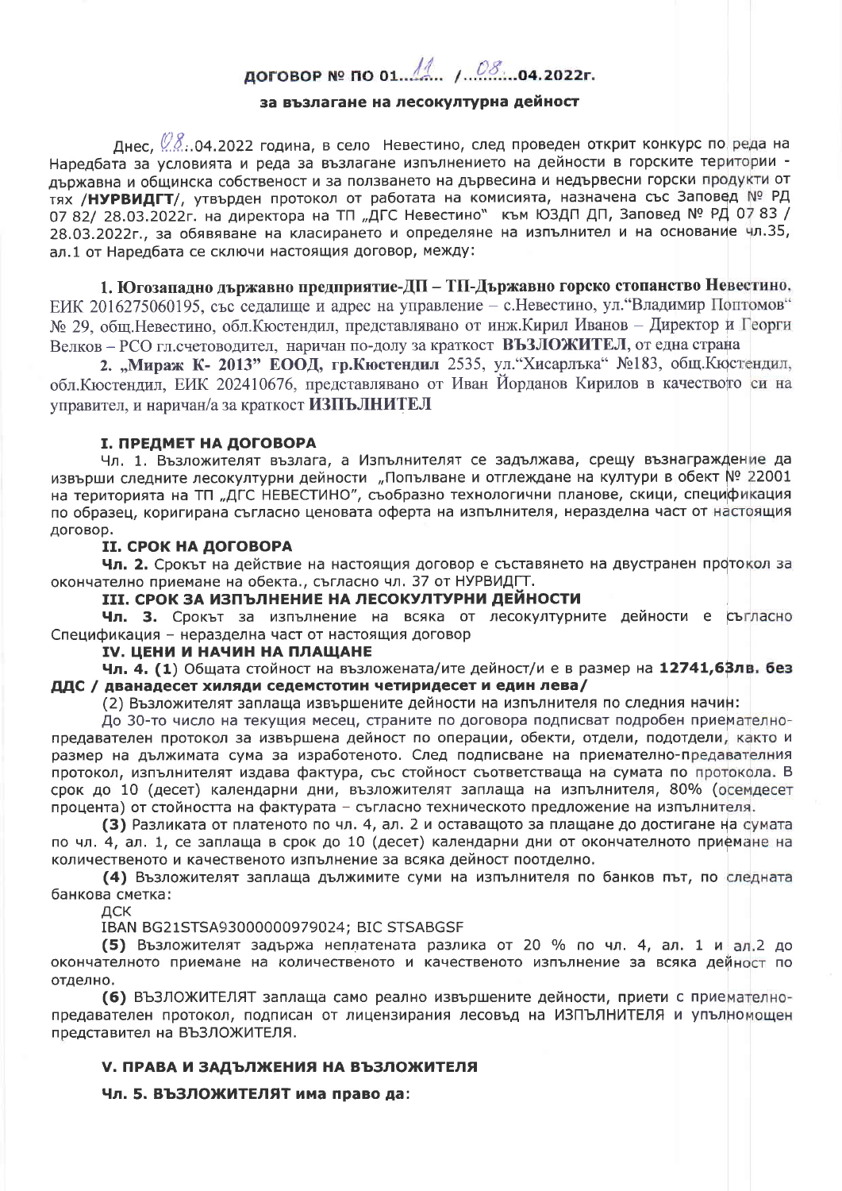# ДОГОВОР № ПО 01...11... /...08...04.2022г.

**за възлагане на лесокултурна дейност**

Днес, 08..04.2022 година, в село Невестино, след проведен открит конкурс по реда на Наредбата за условията и реда за възлагане изпълнението на дейности в горските територии - държавна и общинска собственост и за ползването на дървесина и недървесни горски продукти от тях /**НУРВИДГТ**/, утвърден протокол от работата на комисията, назначена със Заповед № РД 07 82/ 28.03.2022г. на директора на ТП „ДГС Невестино" към ЮЗДП ДП, Заповед № РД 07 83 / 28.03.2022г., за обявяване на класирането и определяне на изпълнител и на основание чл.35, ал.1 от Наредбата се сключи настоящия договор, между:

**1. Югозападно държавно предприятие-ДП – ТП-Държавно горско стопанство Невестино**, ЕИК 2016275060195, със седалище и адрес на управление – с.Невестино, ул."Владимир Поптомов" № 29, общ.Невестино, обл.Кюстендил, представлявано от инж.Кирил Иванов – Директор и Георги Велков – РСО гл.счетоводител, наричан по-долу за краткост **ВЪЗЛОЖИТЕЛ**, от една страна

**2. „Мираж К- 2013" ЕООД, гр.Кюстендил** 2535, ул."Хисарлъка" №183, общ.Кюстендил, обл.Кюстендил, ЕИК 202410676, представлявано от Иван Йорданов Кирилов в качеството си на управител, и наричан/а за краткост **ИЗПЪЛНИТЕЛ**

### I. ПРЕДМЕТ НА ДОГОВОРА

Чл. 1. Възложителят възлага, а Изпълнителят се задължава, срещу възнаграждение да извърши следните лесокултурни дейности „Попълване и отглеждане на култури в обект № 22001 на територията на ТП „ДГС НЕВЕСТИНО", съобразно технологични планове, скици, спецификация по образец, коригирана съгласно ценовата оферта на изпълнителя, неразделна част от настоящия договор.

### II. СРОК НА ДОГОВОРА

**Чл. 2.** Срокът на действие на настоящия договор е съставянето на двустранен протокол за окончателно приемане на обекта., съгласно чл. 37 от НУРВИДГТ.

### III. СРОК ЗА ИЗПЪЛНЕНИЕ НА ЛЕСОКУЛТУРНИ ДЕЙНОСТИ

**Чл. 3.** Срокът за изпълнение на всяка от лесокултурните дейности е съгласно Спецификация – неразделна част от настоящия договор

### IV. ЦЕНИ И НАЧИН НА ПЛАЩАНЕ

**Чл. 4. (1)** Общата стойност на възложената/ите дейност/и е в размер на **12741,63лв. без ДДС / дванадесет хиляди седемстотин четиридесет и един лева/**

(2) Възложителят заплаща извършените дейности на изпълнителя по следния начин:

До 30-то число на текущия месец, страните по договора подписват подробен приемателно-предавателен протокол за извършена дейност по операции, обекти, отдели, подотдели, както и размер на дължимата сума за изработеното. След подписване на приемателно-предавателния протокол, изпълнителят издава фактура, със стойност съответстваща на сумата по протокола. В срок до 10 (десет) календарни дни, възложителят заплаща на изпълнителя, 80% (осемдесет процента) от стойността на фактурата – съгласно техническото предложение на изпълнителя.

**(3)** Разликата от платеното по чл. 4, ал. 2 и оставащото за плащане до достигане на сумата по чл. 4, ал. 1, се заплаща в срок до 10 (десет) календарни дни от окончателното приемане на количественото и качественото изпълнение за всяка дейност поотделно.

**(4)** Възложителят заплаща дължимите суми на изпълнителя по банков път, по следната банкова сметка:

ДСК

IBAN BG21STSA93000000979024; BIC STSABGSF

**(5)** Възложителят задържа неплатената разлика от 20 % по чл. 4, ал. 1 и ал.2 до окончателното приемане на количественото и качественото изпълнение за всяка дейност по отделно.

**(6)** ВЪЗЛОЖИТЕЛЯТ заплаща само реално извършените дейности, приети с приемателно-предавателен протокол, подписан от лицензирания лесовъд на ИЗПЪЛНИТЕЛЯ и упълномощен представител на ВЪЗЛОЖИТЕЛЯ.

### V. ПРАВА И ЗАДЪЛЖЕНИЯ НА ВЪЗЛОЖИТЕЛЯ

**Чл. 5. ВЪЗЛОЖИТЕЛЯТ има право да**: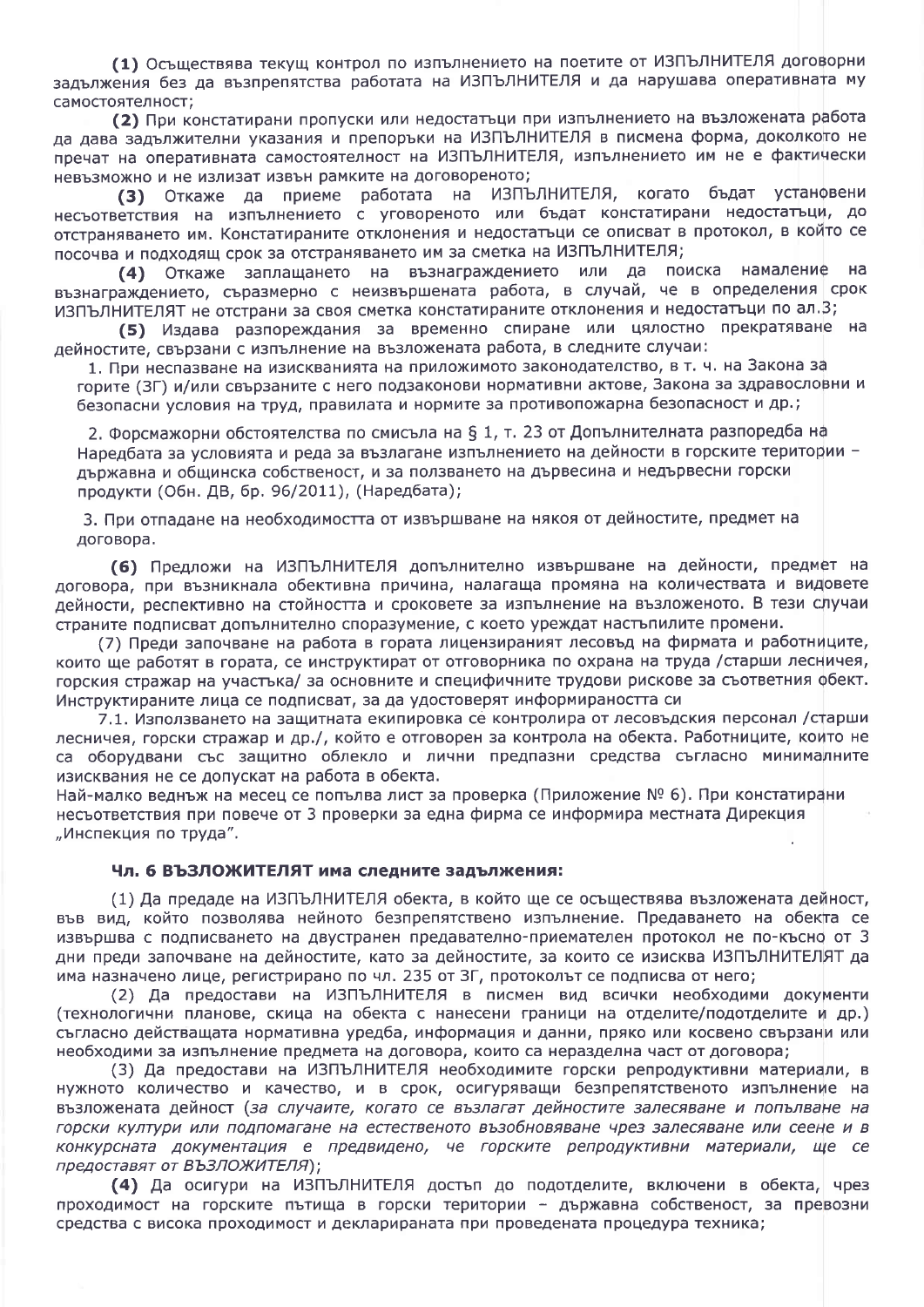**(1)** Осъществява текущ контрол по изпълнението на поетите от ИЗПЪЛНИТЕЛЯ договорни задължения без да възпрепятства работата на ИЗПЪЛНИТЕЛЯ и да нарушава оперативната му самостоятелност;

**(2)** При констатирани пропуски или недостатъци при изпълнението на възложената работа да дава задължителни указания и препоръки на ИЗПЪЛНИТЕЛЯ в писмена форма, доколкото не пречат на оперативната самостоятелност на ИЗПЪЛНИТЕЛЯ, изпълнението им не е фактически невъзможно и не излизат извън рамките на договореното;

**(3)** Откаже да приеме работата на ИЗПЪЛНИТЕЛЯ, когато бъдат установени несъответствия на изпълнението с уговореното или бъдат констатирани недостатъци, до отстраняването им. Констатираните отклонения и недостатъци се описват в протокол, в който се посочва и подходящ срок за отстраняването им за сметка на ИЗПЪЛНИТЕЛЯ;

**(4)** Откаже заплащането на възнаграждението или да поиска намаление на възнаграждението, съразмерно с неизвършената работа, в случай, че в определения срок ИЗПЪЛНИТЕЛЯТ не отстрани за своя сметка констатираните отклонения и недостатъци по ал.3;

**(5)** Издава разпореждания за временно спиране или цялостно прекратяване на дейностите, свързани с изпълнение на възложената работа, в следните случаи:

1. При неспазване на изискванията на приложимото законодателство, в т. ч. на Закона за горите (ЗГ) и/или свързаните с него подзаконови нормативни актове, Закона за здравословни и безопасни условия на труд, правилата и нормите за противопожарна безопасност и др.;

2. Форсмажорни обстоятелства по смисъла на § 1, т. 23 от Допълнителната разпоредба на Наредбата за условията и реда за възлагане изпълнението на дейности в горските територии – държавна и общинска собственост, и за ползването на дървесина и недървесни горски продукти (Обн. ДВ, бр. 96/2011), (Наредбата);

3. При отпадане на необходимостта от извършване на някоя от дейностите, предмет на договора.

**(6)** Предложи на ИЗПЪЛНИТЕЛЯ допълнително извършване на дейности, предмет на договора, при възникнала обективна причина, налагаща промяна на количествата и видовете дейности, респективно на стойността и сроковете за изпълнение на възложеното. В тези случаи страните подписват допълнително споразумение, с което уреждат настъпилите промени.

(7) Преди започване на работа в гората лицензираният лесовъд на фирмата и работниците, които ще работят в гората, се инструктират от отговорника по охрана на труда /старши лесничея, горския стражар на участъка/ за основните и специфичните трудови рискове за съответния обект. Инструктираните лица се подписват, за да удостоверят информираността си

7.1. Използването на защитната екипировка се контролира от лесовъдския персонал /старши лесничея, горски стражар и др./, който е отговорен за контрола на обекта. Работниците, които не са оборудвани със защитно облекло и лични предпазни средства съгласно минималните изисквания не се допускат на работа в обекта.

Най-малко веднъж на месец се попълва лист за проверка (Приложение № 6). При констатирани несъответствия при повече от 3 проверки за една фирма се информира местната Дирекция „Инспекция по труда".

#### Чл. 6 ВЪЗЛОЖИТЕЛЯТ има следните задължения:

(1) Да предаде на ИЗПЪЛНИТЕЛЯ обекта, в който ще се осъществява възложената дейност, във вид, който позволява нейното безпрепятствено изпълнение. Предаването на обекта се извършва с подписването на двустранен предавателно-приемателен протокол не по-късно от 3 дни преди започване на дейностите, като за дейностите, за които се изисква ИЗПЪЛНИТЕЛЯТ да има назначено лице, регистрирано по чл. 235 от ЗГ, протоколът се подписва от него;

(2) Да предостави на ИЗПЪЛНИТЕЛЯ в писмен вид всички необходими документи (технологични планове, скица на обекта с нанесени граници на отделите/подотделите и др.) съгласно действащата нормативна уредба, информация и данни, пряко или косвено свързани или необходими за изпълнение предмета на договора, които са неразделна част от договора;

(3) Да предостави на ИЗПЪЛНИТЕЛЯ необходимите горски репродуктивни материали, в нужното количество и качество, и в срок, осигуряващи безпрепятственото изпълнение на възложената дейност (*за случаите, когато се възлагат дейностите залесяване и попълване на горски култури или подпомагане на естественото възобновяване чрез залесяване или сеене и в конкурсната документация е предвидено, че горските репродуктивни материали, ще се предоставят от ВЪЗЛОЖИТЕЛЯ*);

**(4)** Да осигури на ИЗПЪЛНИТЕЛЯ достъп до подотделите, включени в обекта, чрез проходимост на горските пътища в горски територии – държавна собственост, за превозни средства с висока проходимост и декларираната при проведената процедура техника;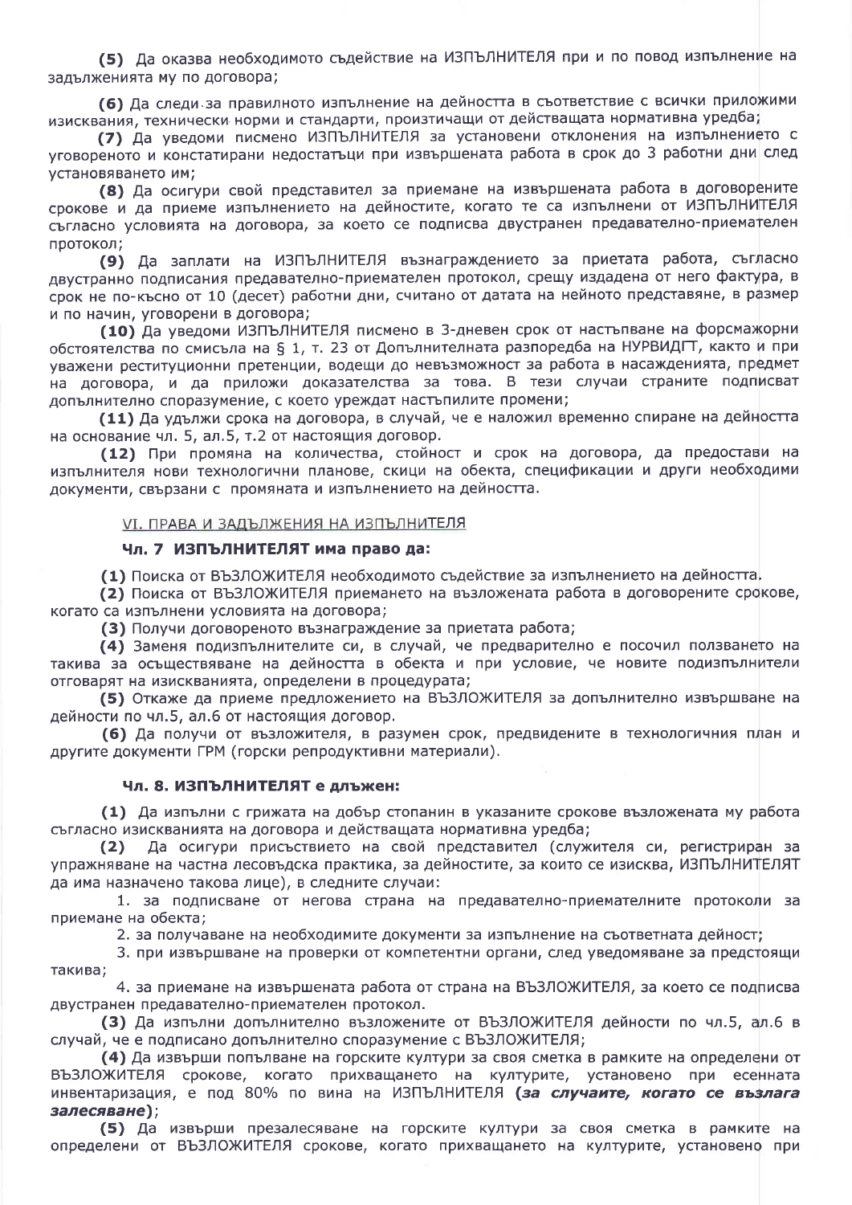**(5)** Да оказва необходимото съдействие на ИЗПЪЛНИТЕЛЯ при и по повод изпълнение на задълженията му по договора;

**(6)** Да следи за правилното изпълнение на дейността в съответствие с всички приложими изисквания, технически норми и стандарти, произтичащи от действащата нормативна уредба;

**(7)** Да уведоми писмено ИЗПЪЛНИТЕЛЯ за установени отклонения на изпълнението с уговореното и констатирани недостатъци при извършената работа в срок до 3 работни дни след установяването им;

**(8)** Да осигури свой представител за приемане на извършената работа в договорените срокове и да приеме изпълнението на дейността, когато те са изпълнени от ИЗПЪЛНИТЕЛЯ съгласно условията на договора, за което се подписва двустранен предавателно-приемателен протокол;

**(9)** Да заплати на ИЗПЪЛНИТЕЛЯ възнаграждението за приетата работа, съгласно двустранно подписания предавателно-приемателен протокол, срещу издадена от него фактура, в срок не по-късно от 10 (десет) работни дни, считано от датата на нейното представяне, в размер и по начин, уговорени в договора;

**(10)** Да уведоми ИЗПЪЛНИТЕЛЯ писмено в 3-дневен срок от настъпване на форсмажорни обстоятелства по смисъла на § 1, т. 23 от Допълнителната разпоредба на НУРВИДГТ, както и при уважени реституционни претенции, водещи до невъзможност за работа в насажденията, предмет на договора, и да приложи доказателства за това. В тези случаи страните подписват допълнително споразумение, с което уреждат настъпилите промени;

**(11)** Да удължи срока на договора, в случай, че е наложил временно спиране на дейността на основание чл. 5, ал.5, т.2 от настоящия договор.

**(12)** При промяна на количества, стойност и срок на договора, да предостави на изпълнителя нови технологични планове, скици на обекта, спецификации и други необходими документи, свързани с промяната и изпълнението на дейността.

## VI. ПРАВА И ЗАДЪЛЖЕНИЯ НА ИЗПЪЛНИТЕЛЯ

### Чл. 7 ИЗПЪЛНИТЕЛЯТ има право да:

**(1)** Поиска от ВЪЗЛОЖИТЕЛЯ необходимото съдействие за изпълнението на дейността.

**(2)** Поиска от ВЪЗЛОЖИТЕЛЯ приемането на възложената работа в договорените срокове, когато са изпълнени условията на договора;

**(3)** Получи договореното възнаграждение за приетата работа;

**(4)** Заменя подизпълнителите си, в случай, че предварително е посочил ползването на такива за осъществяване на дейността в обекта и при условие, че новите подизпълнители отговарят на изискванията, определени в процедурата;

**(5)** Откаже да приеме предложението на ВЪЗЛОЖИТЕЛЯ за допълнително извършване на дейности по чл.5, ал.6 от настоящия договор.

**(6)** Да получи от възложителя, в разумен срок, предвидените в технологичния план и другите документи ГРМ (горски репродуктивни материали).

### Чл. 8. ИЗПЪЛНИТЕЛЯТ е длъжен:

**(1)** Да изпълни с грижата на добър стопанин в указаните срокове възложената му работа съгласно изискванията на договора и действащата нормативна уредба;

**(2)** Да осигури присъствието на свой представител (служителя си, регистриран за упражняване на частна лесовъдска практика, за дейностите, за които се изисква, ИЗПЪЛНИТЕЛЯТ да има назначено такова лице), в следните случаи:

1. за подписване от негова страна на предавателно-приемателните протоколи за приемане на обекта;
2. за получаване на необходимите документи за изпълнение на съответната дейност;
3. при извършване на проверки от компетентни органи, след уведомяване за предстоящи такива;
4. за приемане на извършената работа от страна на ВЪЗЛОЖИТЕЛЯ, за което се подписва двустранен предавателно-приемателен протокол.

**(3)** Да изпълни допълнително възложените от ВЪЗЛОЖИТЕЛЯ дейности по чл.5, ал.6 в случай, че е подписано допълнително споразумение с ВЪЗЛОЖИТЕЛЯ;

**(4)** Да извърши попълване на горските култури за своя сметка в рамките на определени от ВЪЗЛОЖИТЕЛЯ срокове, когато прихващането на културите, установено при есенната инвентаризация, е под 80% по вина на ИЗПЪЛНИТЕЛЯ ***(за случаите, когато се възлага залесяване)***;

**(5)** Да извърши презалесяване на горските култури за своя сметка в рамките на определени от ВЪЗЛОЖИТЕЛЯ срокове, когато прихващането на културите, установено при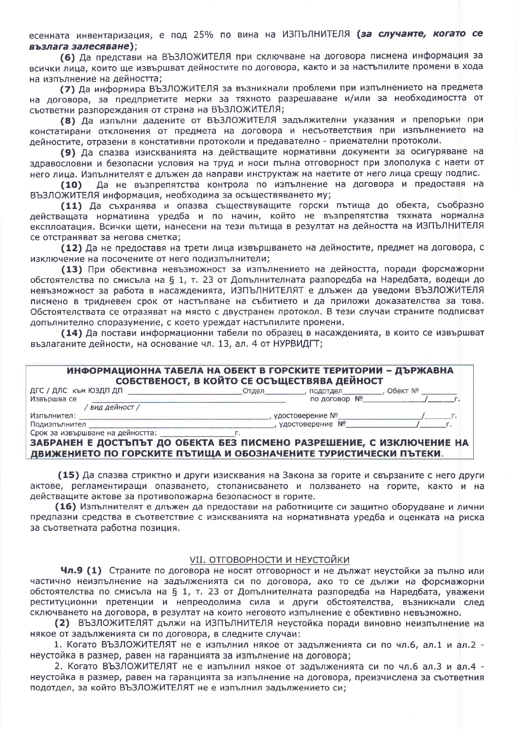есенната инвентаризация, е под 25% по вина на ИЗПЪЛНИТЕЛЯ ***(за случаите, когато се възлага залесяване)***;

**(6)** Да представи на ВЪЗЛОЖИТЕЛЯ при сключване на договора писмена информация за всички лица, които ще извършват дейностите по договора, както и за настъпилите промени в хода на изпълнение на дейността;

**(7)** Да информира ВЪЗЛОЖИТЕЛЯ за възникнали проблеми при изпълнението на предмета на договора, за предприетите мерки за тяхното разрешаване и/или за необходимостта от съответни разпореждания от страна на ВЪЗЛОЖИТЕЛЯ;

**(8)** Да изпълни дадените от ВЪЗЛОЖИТЕЛЯ задължителни указания и препоръки при констатирани отклонения от предмета на договора и несъответствия при изпълнението на дейностите, отразени в констативни протоколи и предавателно - приемателни протоколи.

**(9)** Да спазва изискванията на действащите нормативни документи за осигуряване на здравословни и безопасни условия на труд и носи пълна отговорност при злополука с наети от него лица. Изпълнителят е длъжен да направи инструктаж на наетите от него лица срещу подпис.

**(10)** Да не възпрепятства контрола по изпълнение на договора и предоставя на ВЪЗЛОЖИТЕЛЯ информация, необходима за осъществяването му;

**(11)** Да съхранява и опазва съществуващите горски пътища до обекта, съобразно действащата нормативна уредба и по начин, който не възпрепятства тяхната нормална експлоатация. Всички щети, нанесени на тези пътища в резултат на дейността на ИЗПЪЛНИТЕЛЯ се отстраняват за негова сметка;

**(12)** Да не предоставя на трети лица извършването на дейностите, предмет на договора, с изключение на посочените от него подизпълнители;

**(13)** При обективна невъзможност за изпълнението на дейността, поради форсмажорни обстоятелства по смисъла на § 1, т. 23 от Допълнителната разпоредба на Наредбата, водещи до невъзможност за работа в насажденията, ИЗПЪЛНИТЕЛЯТ е длъжен да уведоми ВЪЗЛОЖИТЕЛЯ писмено в тридневен срок от настъпване на събитието и да приложи доказателства за това. Обстоятелствата се отразяват на място с двустранен протокол. В тези случаи страните подписват допълнително споразумение, с което уреждат настъпилите промени.

**(14)** Да постави информационни табели по образец в насажденията, в които се извършват възлаганите дейности, на основание чл. 13, ал. 4 от НУРВИДГТ;

**ИНФОРМАЦИОННА ТАБЕЛА НА ОБЕКТ В ГОРСКИТЕ ТЕРИТОРИИ – ДЪРЖАВНА СОБСТВЕНОСТ, В КОЙТО СЕ ОСЪЩЕСТВЯВА ДЕЙНОСТ**

ДГС / ДЛС към ЮЗДП ДП ____________________ Отдел________, подотдел________, Обект № ________

Извършва се ________________________________ по договор №____________/________г.

/ вид дейност /

Изпълнител: ________________________________, удостоверение №________________/______г.

Подизпълнител ______________________________, удостоверение №________________/______г.

Срок за извършване на дейността: ______________г.

**ЗАБРАНЕН Е ДОСТЪПЪТ ДО ОБЕКТА БЕЗ ПИСМЕНО РАЗРЕШЕНИЕ, С ИЗКЛЮЧЕНИЕ НА ДВИЖЕНИЕТО ПО ГОРСКИТЕ ПЪТИЩА И ОБОЗНАЧЕНИТЕ ТУРИСТИЧЕСКИ ПЪТЕКИ.**

**(15)** Да спазва стриктно и други изисквания на Закона за горите и свързаните с него други актове, регламентиращи опазването, стопанисването и ползването на горите, както и на действащите актове за противопожарна безопасност в горите.

**(16)** Изпълнителят е длъжен да предостави на работниците си защитно оборудване и лични предпазни средства в съответствие с изискванията на нормативната уредба и оценката на риска за съответната работна позиция.

## VII. ОТГОВОРНОСТИ И НЕУСТОЙКИ

**Чл.9 (1)** Страните по договора не носят отговорност и не дължат неустойки за пълно или частично неизпълнение на задълженията си по договора, ако то се дължи на форсмажорни обстоятелства по смисъла на § 1, т. 23 от Допълнителната разпоредба на Наредбата, уважени реституционни претенции и непреодолима сила и други обстоятелства, възникнали след сключването на договора, в резултат на които неговото изпълнение е обективно невъзможно.

**(2)** ВЪЗЛОЖИТЕЛЯТ дължи на ИЗПЪЛНИТЕЛЯ неустойка поради виновно неизпълнение на някое от задълженията си по договора, в следните случаи:

1. Когато ВЪЗЛОЖИТЕЛЯТ не е изпълнил някое от задълженията си по чл.6, ал.1 и ал.2 - неустойка в размер, равен на гаранцията за изпълнение на договора;

2. Когато ВЪЗЛОЖИТЕЛЯТ не е изпълнил някое от задълженията си по чл.6 ал.3 и ал.4 - неустойка в размер, равен на гаранцията за изпълнение на договора, преизчислена за съответния подотдел, за който ВЪЗЛОЖИТЕЛЯТ не е изпълнил задължението си;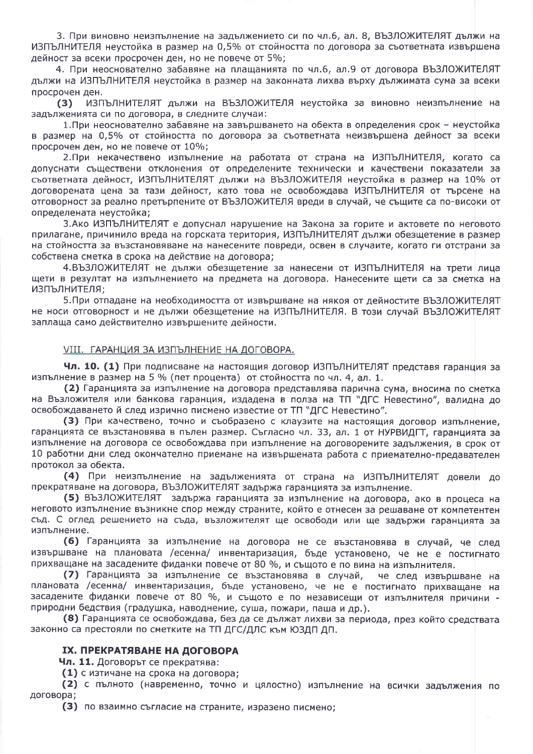3. При виновно неизпълнение на задължението си по чл.6, ал. 8, ВЪЗЛОЖИТЕЛЯТ дължи на ИЗПЪЛНИТЕЛЯ неустойка в размер на 0,5% от стойността по договора за съответната извършена дейност за всеки просрочен ден, но не повече от 5%;

4. При неоснователно забавяне на плащанията по чл.6, ал.9 от договора ВЪЗЛОЖИТЕЛЯТ дължи на ИЗПЪЛНИТЕЛЯ неустойка в размер на законната лихва върху дължимата сума за всеки просрочен ден.

**(3)** ИЗПЪЛНИТЕЛЯТ дължи на ВЪЗЛОЖИТЕЛЯ неустойка за виновно неизпълнение на задълженията си по договора, в следните случаи:

1.При неоснователно забавяне на завършването на обекта в определения срок – неустойка в размер на 0,5% от стойността по договора за съответната неизвършена дейност за всеки просрочен ден, но не повече от 10%;

2.При некачествено изпълнение на работата от страна на ИЗПЪЛНИТЕЛЯ, когато са допуснати съществени отклонения от определените технически и качествени показатели за съответната дейност, ИЗПЪЛНИТЕЛЯТ дължи на ВЪЗЛОЖИТЕЛЯ неустойка в размер на 10% от договорената цена за тази дейност, като това не освобождава ИЗПЪЛНИТЕЛЯ от търсене на отговорност за реално претърпените от ВЪЗЛОЖИТЕЛЯ вреди в случай, че същите са по-високи от определената неустойка;

3.Ако ИЗПЪЛНИТЕЛЯТ е допуснал нарушение на Закона за горите и актовете по неговото прилагане, причинило вреда на горската територия, ИЗПЪЛНИТЕЛЯТ дължи обезщетение в размер на стойността за възстановяване на нанесените повреди, освен в случаите, когато ги отстрани за собствена сметка в срока на действие на договора;

4.ВЪЗЛОЖИТЕЛЯТ не дължи обезщетение за нанесени от ИЗПЪЛНИТЕЛЯ на трети лица щети в резултат на изпълнението на предмета на договора. Нанесените щети са за сметка на ИЗПЪЛНИТЕЛЯ;

5.При отпадане на необходимостта от извършване на някоя от дейностите ВЪЗЛОЖИТЕЛЯТ не носи отговорност и не дължи обезщетение на ИЗПЪЛНИТЕЛЯ. В този случай ВЪЗЛОЖИТЕЛЯТ заплаща само действително извършените дейности.

## VIII. ГАРАНЦИЯ ЗА ИЗПЪЛНЕНИЕ НА ДОГОВОРА.

**Чл. 10. (1)** При подписване на настоящия договор ИЗПЪЛНИТЕЛЯТ представя гаранция за изпълнение в размер на 5 % (пет процента) от стойността по чл. 4, ал. 1.

**(2)** Гаранцията за изпълнение на договора представлява парична сума, вносима по сметка на Възложителя или банкова гаранция, издадена в полза на ТП "ДГС Невестино", валидна до освобождаването й след изрично писмено известие от ТП "ДГС Невестино".

**(3)** При качествено, точно и съобразено с клаузите на настоящия договор изпълнение, гаранцията се възстановява в пълен размер. Съгласно чл. 33, ал. 1 от НУРВИДГТ, гаранцията за изпълнение на договора се освобождава при изпълнение на договорените задължения, в срок от 10 работни дни след окончателно приемане на извършената работа с приемателно-предавателен протокол за обекта.

**(4)** При неизпълнение на задълженията от страна на ИЗПЪЛНИТЕЛЯТ довели до прекратяване на договора, ВЪЗЛОЖИТЕЛЯТ задържа гаранцията за изпълнение.

**(5)** ВЪЗЛОЖИТЕЛЯТ задържа гаранцията за изпълнение на договора, ако в процеса на неговото изпълнение възникне спор между страните, който е отнесен за решаване от компетентен съд. С оглед решението на съда, възложителят ще освободи или ще задържи гаранцията за изпълнение.

**(6)** Гаранцията за изпълнение на договора не се възстановява в случай, че след извършване на плановата /есенна/ инвентаризация, бъде установено, че не е постигнато прихващане на засадените фиданки повече от 80 %, и същото е по вина на изпълнителя.

**(7)** Гаранцията за изпълнение се възстановява в случай, че след извършване на плановата /есенна/ инвентаризация, бъде установено, че не е постигнато прихващане на засадените фиданки повече от 80 %, и същото е по независещи от изпълнителя причини - природни бедствия (градушка, наводнение, суша, пожари, паша и др.).

**(8)** Гаранцията се освобождава, без да се дължат лихви за периода, през който средствата законно са престояли по сметките на ТП ДГС/ДЛС към ЮЗДП ДП.

## IX. ПРЕКРАТЯВАНЕ НА ДОГОВОРА

**Чл. 11.** Договорът се прекратява:

**(1)** с изтичане на срока на договора;

**(2)** с пълното (навременно, точно и цялостно) изпълнение на всички задължения по договора;

**(3)** по взаимно съгласие на страните, изразено писмено;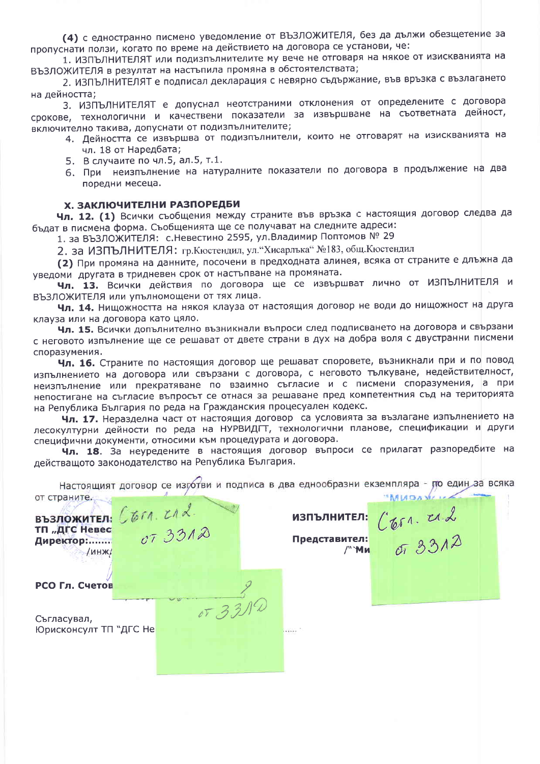**(4)** с едностранно писмено уведомление от ВЪЗЛОЖИТЕЛЯ, без да дължи обезщетение за пропуснати ползи, когато по време на действието на договора се установи, че:

1. ИЗПЪЛНИТЕЛЯТ или подизпълнителите му вече не отговаря на някое от изискванията на ВЪЗЛОЖИТЕЛЯ в резултат на настъпила промяна в обстоятелствата;
2. ИЗПЪЛНИТЕЛЯТ е подписал декларация с невярно съдържание, във връзка с възлагането на дейността;
3. ИЗПЪЛНИТЕЛЯТ е допуснал неотстраними отклонения от определените с договора срокове, технологични и качествени показатели за извършване на съответната дейност, включително такива, допуснати от подизпълнителите;
4. Дейността се извършва от подизпълнители, които не отговарят на изискванията на чл. 18 от Наредбата;
5. В случаите по чл.5, ал.5, т.1.
6. При неизпълнение на натуралните показатели по договора в продължение на два поредни месеца.

## X. ЗАКЛЮЧИТЕЛНИ РАЗПОРЕДБИ

**Чл. 12. (1)** Всички съобщения между страните във връзка с настоящия договор следва да бъдат в писмена форма. Съобщенията ще се получават на следните адреси:

1. за ВЪЗЛОЖИТЕЛЯ: с.Невестино 2595, ул.Владимир Поптомов № 29
2. за ИЗПЪЛНИТЕЛЯ: гр.Кюстендил, ул."Хисарлъка" №183, общ.Кюстендил

**(2)** При промяна на данните, посочени в предходната алинея, всяка от страните е длъжна да уведоми другата в тридневен срок от настъпване на промяната.

**Чл. 13.** Всички действия по договора ще се извършват лично от ИЗПЪЛНИТЕЛЯ и ВЪЗЛОЖИТЕЛЯ или упълномощени от тях лица.

**Чл. 14.** Нищожността на някоя клауза от настоящия договор не води до нищожност на друга клауза или на договора като цяло.

**Чл. 15.** Всички допълнително възникнали въпроси след подписването на договора и свързани с неговото изпълнение ще се решават от двете страни в дух на добра воля с двустранни писмени споразумения.

**Чл. 16.** Страните по настоящия договор ще решават споровете, възникнали при и по повод изпълнението на договора или свързани с договора, с неговото тълкуване, недействителност, неизпълнение или прекратяване по взаимно съгласие и с писмени споразумения, а при непостигане на съгласие въпросът се отнася за решаване пред компетентния съд на територията на Република България по реда на Гражданския процесуален кодекс.

**Чл. 17.** Неразделна част от настоящия договор са условията за възлагане изпълнението на лесокултурни дейности по реда на НУРВИДГТ, технологични планове, спецификации и други специфични документи, относими към процедурата и договора.

**Чл. 18.** За неуредените в настоящия договор въпроси се прилагат разпоредбите на действащото законодателство на Република България.

Настоящият договор се изготви и подписа в два еднообразни екземпляра - по един за всяка от страните.

**ВЪЗЛОЖИТЕЛ:** Съгл. чл.2 от ЗЗЛД
**ТП „ДГС Невес...**
**Директор:......**
/инж/...

**ИЗПЪЛНИТЕЛ:** Съгл. чл.2 от ЗЗЛД
**Представител:**
/"Ми...

**РСО Гл. Счетов...**
от ЗЗЛД

Съгласувал,
Юрисконсулт ТП "ДГС Не...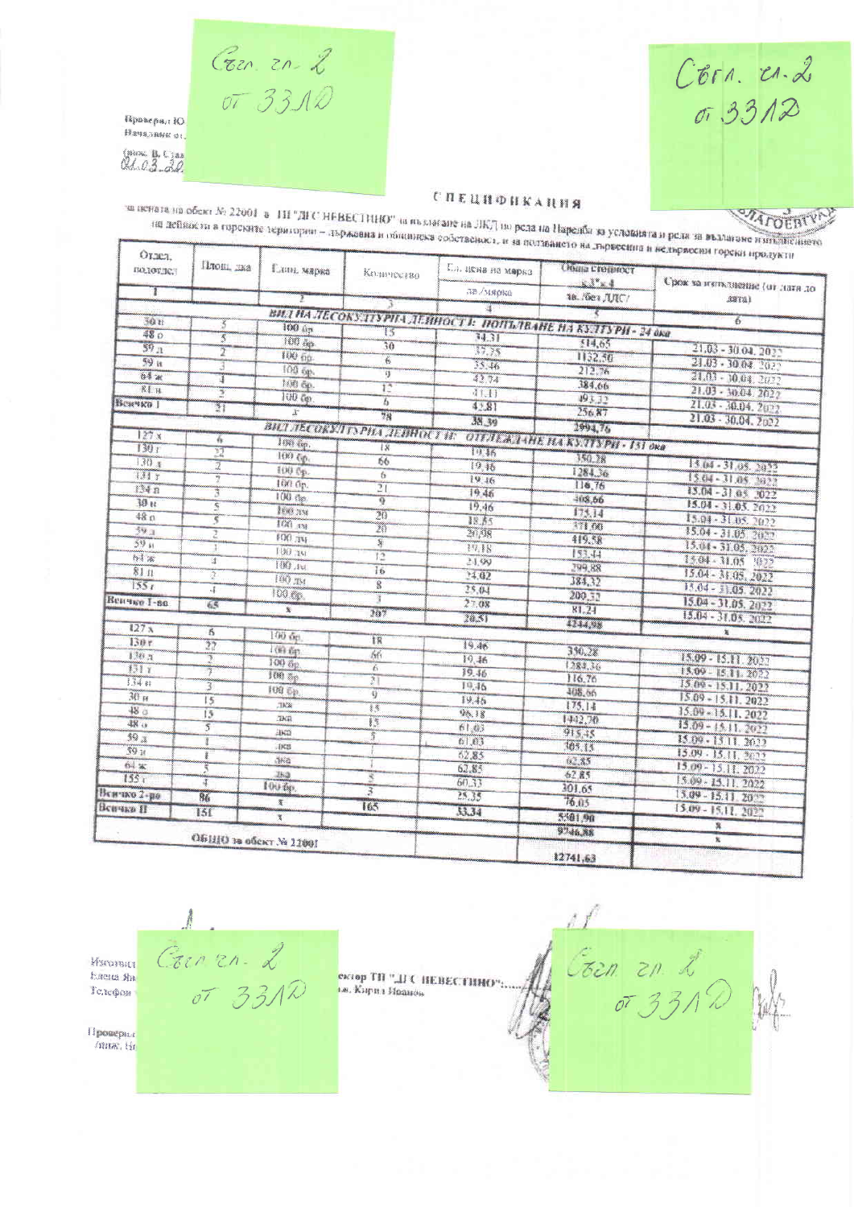Съгл. чл. 2 от 33ЛД

Съгл. чл. 2 от 33ЛД

Проверил: Ю
Началник от
(инж. В. Стал
01.03.202

# СПЕЦИФИКАЦИЯ

за цената на обект № 22001 в ТП "ДГС НЕВЕСТИНО" за възлагане на ЛКД по реда на Наредба за условията и реда за възлагане изпълнението на дейности в горските територии – държавна и общинска собственост, и за ползването на дървесина и недървесни горски продукти

| Отдел, подотдел | Площ, дка | Един. марка | Количество | Ед. цена на марка лв./марка | Обща стойност к.3*к.4 лв./без ДДС/ | Срок за изпълнение (от дата до дата) |
|---|---|---|---|---|---|---|
| 1 | | 2 | 3 | 4 | 5 | 6 |
| **ВИД НА ЛЕСОКУЛТУРНА ДЕЙНОСТ I: ПОПЪЛВАНЕ НА КУЛТУРИ - 24 дка** | | | | | | |
| 30 н | 5 | 100 бр. | 15 | 34,31 | 514,65 | 21.03 - 30.04. 2022 |
| 48 о | 5 | 100 бр. | 30 | 37,75 | 1132,50 | 21.03 - 30.04. 2022 |
| 59 д | 2 | 100 бр. | 6 | 35,46 | 212,76 | 21.03 - 30.04. 2022 |
| 59 н | 3 | 100 бр. | 9 | 42,74 | 384,66 | 21.03 - 30.04. 2022 |
| 64 ж | 4 | 100 бр. | 12 | 41,11 | 493,32 | 21.03 - 30.04. 2022 |
| 81 н | 2 | 100 бр. | 6 | 42,81 | 256,87 | 21.03 - 30.04. 2022 |
| Всичко I | 21 | x | 78 | 38,39 | 2994,76 | |
| **ВИД ЛЕСОКУЛТУРНА ДЕЙНОСТ II: ОТГЛЕЖДАНЕ НА КУЛТУРИ - 151 дка** | | | | | | |
| 127 х | 6 | 100 бр. | 18 | 19,46 | 350,28 | 15.04 - 31.05. 2022 |
| 130 г | 22 | 100 бр. | 66 | 19,46 | 1284,36 | 15.04 - 31.05. 2022 |
| 130 д | 2 | 100 бр. | 6 | 19,46 | 116,76 | 15.04 - 31.05. 2022 |
| 131 т | 7 | 100 бр. | 21 | 19,46 | 408,66 | 15.04 - 31.05. 2022 |
| 134 п | 3 | 100 бр. | 9 | 19,46 | 175,14 | 15.04 - 31.05. 2022 |
| 30 н | 5 | 100 дм | 20 | 18,55 | 371,00 | 15.04 - 31.05. 2022 |
| 48 о | 5 | 100 дм | 20 | 20,98 | 419,58 | 15.04 - 31.05. 2022 |
| 59 д | 2 | 100 дм | 8 | 19,18 | 153,44 | 15.04 - 31.05. 2022 |
| 59 н | 3 | 100 дм | 12 | 24,99 | 299,88 | 15.04 - 31.05. 2022 |
| 64 ж | 4 | 100 дм | 16 | 24,02 | 384,32 | 15.04 - 31.05. 2022 |
| 81 н | 2 | 100 дм | 8 | 25,04 | 200,32 | 15.04 - 31.05. 2022 |
| 155 г | 4 | 100 бр. | 3 | 27,08 | 81,24 | 15.04 - 31.05. 2022 |
| Всичко I-во | 65 | x | 207 | 20,51 | 4244,98 | x |
| 127 х | 6 | 100 бр. | 18 | 19,46 | 350,28 | 15.09 - 15.11. 2022 |
| 130 г | 22 | 100 бр. | 66 | 19,46 | 1284,36 | 15.09 - 15.11. 2022 |
| 130 д | 2 | 100 бр. | 6 | 19,46 | 116,76 | 15.09 - 15.11. 2022 |
| 131 т | 7 | 100 бр. | 21 | 19,46 | 408,66 | 15.09 - 15.11. 2022 |
| 134 п | 3 | 100 бр. | 9 | 19,46 | 175,14 | 15.09 - 15.11. 2022 |
| 30 н | 15 | дка | 15 | 96,18 | 1442,70 | 15.09 - 15.11. 2022 |
| 48 о | 15 | дка | 15 | 61,03 | 915,45 | 15.09 - 15.11. 2022 |
| 48 о | 5 | дка | 5 | 61,03 | 305,15 | 15.09 - 15.11. 2022 |
| 59 д | 1 | дка | 1 | 62,85 | 62,85 | 15.09 - 15.11. 2022 |
| 59 н | 1 | дка | 1 | 62,85 | 62,85 | 15.09 - 15.11. 2022 |
| 64 ж | 5 | дка | 5 | 60,33 | 301,65 | 15.09 - 15.11. 2022 |
| 155 г | 4 | 100 бр. | 3 | 25,35 | 76,05 | 15.09 - 15.11. 2022 |
| Всичко 2-ро | 86 | x | 165 | 33,34 | 5501,90 | x |
| Всичко II | 151 | x | | | 9746,88 | x |
| ОБЩО за обект № 22001 | | | | | 12741,63 | |

Съгл. чл. 2 от 33ЛД

Изготвил:
Елена Як
Телефон

Директор ТП "ДГС НЕВЕСТИНО":
инж. Кирил Иванов

Съгл. чл. 2 от 33ЛД

Проверил
/инж. Ни